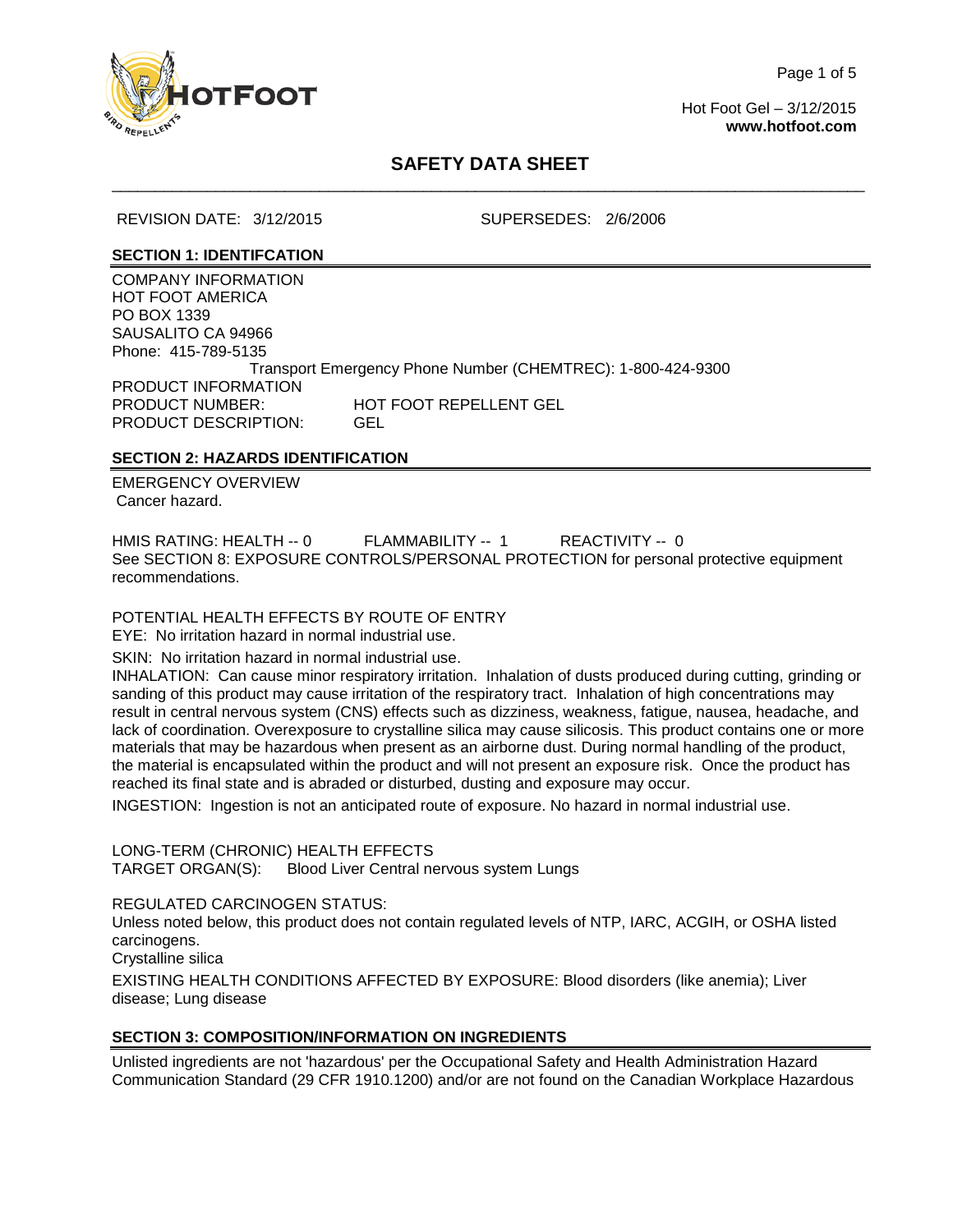# SAFETY DATA SHEET

REVISION DATE: 3/12/2015 SUPERSEDES: 2/6/2006

## SECTION 1: IDENTIFCATION

COMPANY INFORMATION
HOT FOOT AMERICA
PO BOX 1339
SAUSALITO CA 94966
Phone: 415-789-5135

Transport Emergency Phone Number (CHEMTREC): 1-800-424-9300

PRODUCT INFORMATION
PRODUCT NUMBER: HOT FOOT REPELLENT GEL
PRODUCT DESCRIPTION: GEL

## SECTION 2: HAZARDS IDENTIFICATION

EMERGENCY OVERVIEW
Cancer hazard.

HMIS RATING: HEALTH -- 0 FLAMMABILITY -- 1 REACTIVITY -- 0
See SECTION 8: EXPOSURE CONTROLS/PERSONAL PROTECTION for personal protective equipment recommendations.

POTENTIAL HEALTH EFFECTS BY ROUTE OF ENTRY
EYE: No irritation hazard in normal industrial use.

SKIN: No irritation hazard in normal industrial use.
INHALATION: Can cause minor respiratory irritation. Inhalation of dusts produced during cutting, grinding or sanding of this product may cause irritation of the respiratory tract. Inhalation of high concentrations may result in central nervous system (CNS) effects such as dizziness, weakness, fatigue, nausea, headache, and lack of coordination. Overexposure to crystalline silica may cause silicosis. This product contains one or more materials that may be hazardous when present as an airborne dust. During normal handling of the product, the material is encapsulated within the product and will not present an exposure risk. Once the product has reached its final state and is abraded or disturbed, dusting and exposure may occur.

INGESTION: Ingestion is not an anticipated route of exposure. No hazard in normal industrial use.

LONG-TERM (CHRONIC) HEALTH EFFECTS
TARGET ORGAN(S): Blood Liver Central nervous system Lungs

REGULATED CARCINOGEN STATUS:
Unless noted below, this product does not contain regulated levels of NTP, IARC, ACGIH, or OSHA listed carcinogens.
Crystalline silica

EXISTING HEALTH CONDITIONS AFFECTED BY EXPOSURE: Blood disorders (like anemia); Liver disease; Lung disease

## SECTION 3: COMPOSITION/INFORMATION ON INGREDIENTS

Unlisted ingredients are not 'hazardous' per the Occupational Safety and Health Administration Hazard Communication Standard (29 CFR 1910.1200) and/or are not found on the Canadian Workplace Hazardous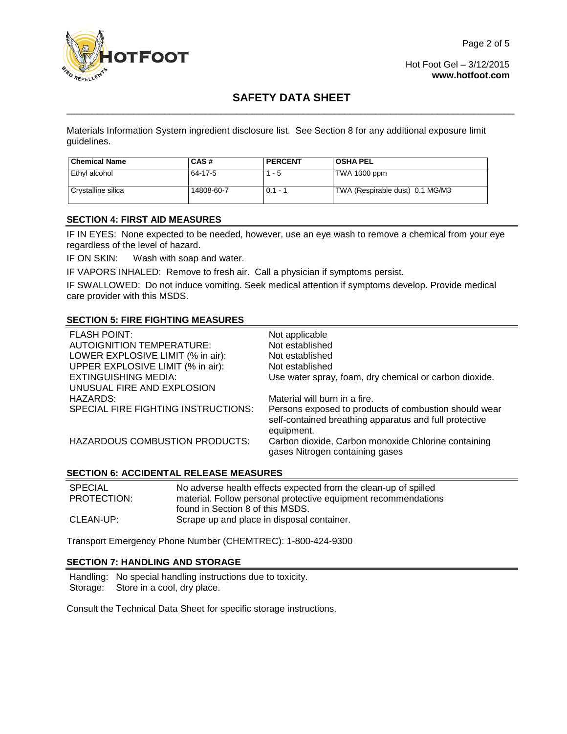Materials Information System ingredient disclosure list. See Section 8 for any additional exposure limit guidelines.

| Chemical Name | CAS # | PERCENT | OSHA PEL |
|---|---|---|---|
| Ethyl alcohol | 64-17-5 | 1 - 5 | TWA 1000 ppm |
| Crystalline silica | 14808-60-7 | 0.1 - 1 | TWA (Respirable dust) 0.1 MG/M3 |

## SECTION 4: FIRST AID MEASURES

IF IN EYES: None expected to be needed, however, use an eye wash to remove a chemical from your eye regardless of the level of hazard.

IF ON SKIN: Wash with soap and water.

IF VAPORS INHALED: Remove to fresh air. Call a physician if symptoms persist.

IF SWALLOWED: Do not induce vomiting. Seek medical attention if symptoms develop. Provide medical care provider with this MSDS.

## SECTION 5: FIRE FIGHTING MEASURES

| | |
|---|---|
| FLASH POINT: | Not applicable |
| AUTOIGNITION TEMPERATURE: | Not established |
| LOWER EXPLOSIVE LIMIT (% in air): | Not established |
| UPPER EXPLOSIVE LIMIT (% in air): | Not established |
| EXTINGUISHING MEDIA: | Use water spray, foam, dry chemical or carbon dioxide. |
| UNUSUAL FIRE AND EXPLOSION HAZARDS: | Material will burn in a fire. |
| SPECIAL FIRE FIGHTING INSTRUCTIONS: | Persons exposed to products of combustion should wear self-contained breathing apparatus and full protective equipment. |
| HAZARDOUS COMBUSTION PRODUCTS: | Carbon dioxide, Carbon monoxide Chlorine containing gases Nitrogen containing gases |

## SECTION 6: ACCIDENTAL RELEASE MEASURES

| | |
|---|---|
| SPECIAL PROTECTION: | No adverse health effects expected from the clean-up of spilled material. Follow personal protective equipment recommendations found in Section 8 of this MSDS. |
| CLEAN-UP: | Scrape up and place in disposal container. |

Transport Emergency Phone Number (CHEMTREC): 1-800-424-9300

## SECTION 7: HANDLING AND STORAGE

Handling: No special handling instructions due to toxicity.
Storage: Store in a cool, dry place.

Consult the Technical Data Sheet for specific storage instructions.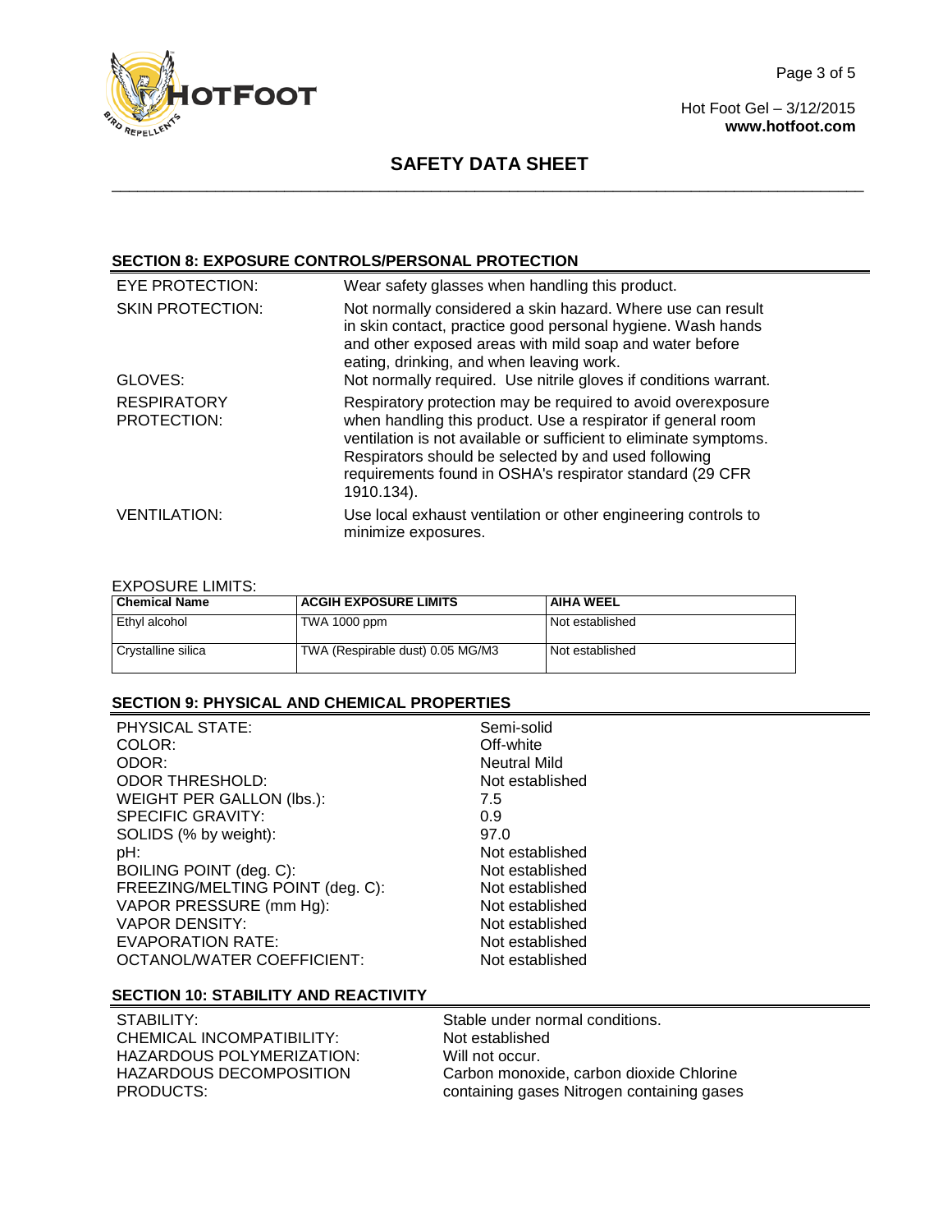# SAFETY DATA SHEET

## SECTION 8: EXPOSURE CONTROLS/PERSONAL PROTECTION

| | |
|---|---|
| EYE PROTECTION: | Wear safety glasses when handling this product. |
| SKIN PROTECTION: | Not normally considered a skin hazard. Where use can result in skin contact, practice good personal hygiene. Wash hands and other exposed areas with mild soap and water before eating, drinking, and when leaving work. |
| GLOVES: | Not normally required. Use nitrile gloves if conditions warrant. |
| RESPIRATORY PROTECTION: | Respiratory protection may be required to avoid overexposure when handling this product. Use a respirator if general room ventilation is not available or sufficient to eliminate symptoms. Respirators should be selected by and used following requirements found in OSHA's respirator standard (29 CFR 1910.134). |
| VENTILATION: | Use local exhaust ventilation or other engineering controls to minimize exposures. |

EXPOSURE LIMITS:

| Chemical Name | ACGIH EXPOSURE LIMITS | AIHA WEEL |
|---|---|---|
| Ethyl alcohol | TWA 1000 ppm | Not established |
| Crystalline silica | TWA (Respirable dust) 0.05 MG/M3 | Not established |

## SECTION 9: PHYSICAL AND CHEMICAL PROPERTIES

| | |
|---|---|
| PHYSICAL STATE: | Semi-solid |
| COLOR: | Off-white |
| ODOR: | Neutral Mild |
| ODOR THRESHOLD: | Not established |
| WEIGHT PER GALLON (lbs.): | 7.5 |
| SPECIFIC GRAVITY: | 0.9 |
| SOLIDS (% by weight): | 97.0 |
| pH: | Not established |
| BOILING POINT (deg. C): | Not established |
| FREEZING/MELTING POINT (deg. C): | Not established |
| VAPOR PRESSURE (mm Hg): | Not established |
| VAPOR DENSITY: | Not established |
| EVAPORATION RATE: | Not established |
| OCTANOL/WATER COEFFICIENT: | Not established |

## SECTION 10: STABILITY AND REACTIVITY

| | |
|---|---|
| STABILITY: | Stable under normal conditions. |
| CHEMICAL INCOMPATIBILITY: | Not established |
| HAZARDOUS POLYMERIZATION: | Will not occur. |
| HAZARDOUS DECOMPOSITION PRODUCTS: | Carbon monoxide, carbon dioxide Chlorine containing gases Nitrogen containing gases |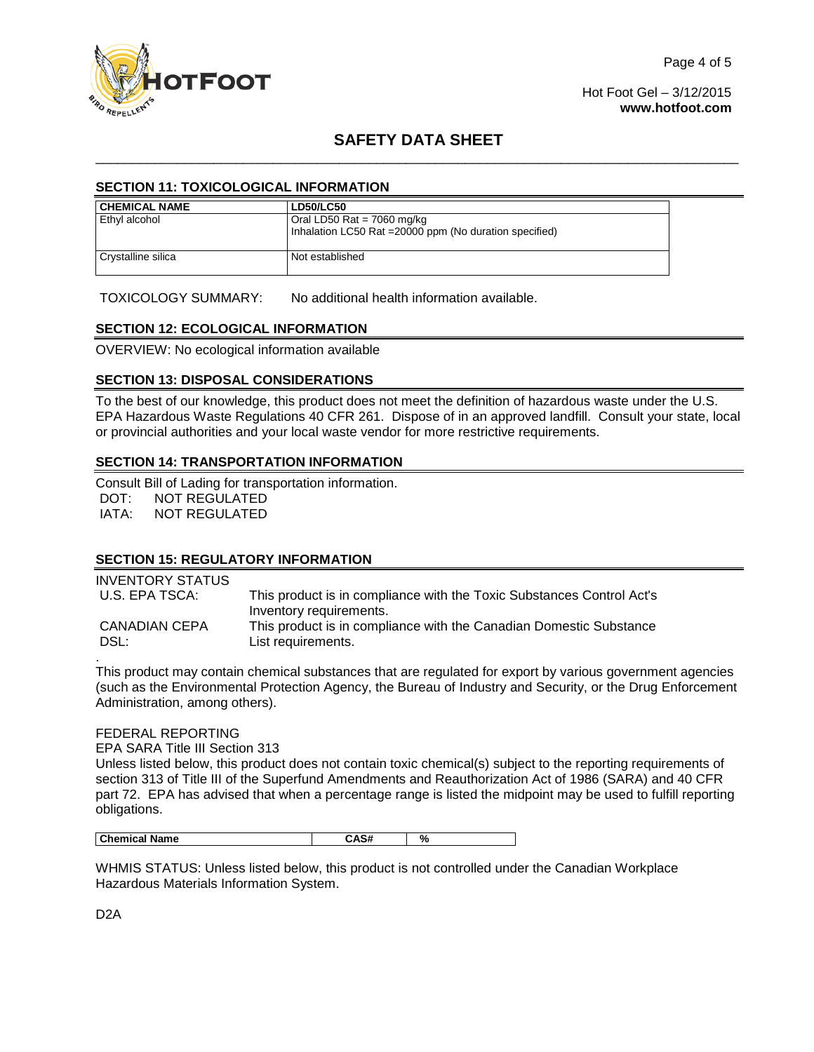## SAFETY DATA SHEET

### SECTION 11: TOXICOLOGICAL INFORMATION

| CHEMICAL NAME | LD50/LC50 |
|---|---|
| Ethyl alcohol | Oral LD50 Rat = 7060 mg/kg<br>Inhalation LC50 Rat =20000 ppm (No duration specified) |
| Crystalline silica | Not established |

TOXICOLOGY SUMMARY: No additional health information available.

### SECTION 12: ECOLOGICAL INFORMATION

OVERVIEW: No ecological information available

### SECTION 13: DISPOSAL CONSIDERATIONS

To the best of our knowledge, this product does not meet the definition of hazardous waste under the U.S. EPA Hazardous Waste Regulations 40 CFR 261. Dispose of in an approved landfill. Consult your state, local or provincial authorities and your local waste vendor for more restrictive requirements.

### SECTION 14: TRANSPORTATION INFORMATION

Consult Bill of Lading for transportation information.
DOT: NOT REGULATED
IATA: NOT REGULATED

### SECTION 15: REGULATORY INFORMATION

INVENTORY STATUS

| | |
|---|---|
| U.S. EPA TSCA: | This product is in compliance with the Toxic Substances Control Act's Inventory requirements. |
| CANADIAN CEPA DSL: | This product is in compliance with the Canadian Domestic Substance List requirements. |

.
This product may contain chemical substances that are regulated for export by various government agencies (such as the Environmental Protection Agency, the Bureau of Industry and Security, or the Drug Enforcement Administration, among others).

FEDERAL REPORTING
EPA SARA Title III Section 313
Unless listed below, this product does not contain toxic chemical(s) subject to the reporting requirements of section 313 of Title III of the Superfund Amendments and Reauthorization Act of 1986 (SARA) and 40 CFR part 72. EPA has advised that when a percentage range is listed the midpoint may be used to fulfill reporting obligations.

| Chemical Name | CAS# | % |
|---|---|---|

WHMIS STATUS: Unless listed below, this product is not controlled under the Canadian Workplace Hazardous Materials Information System.

D2A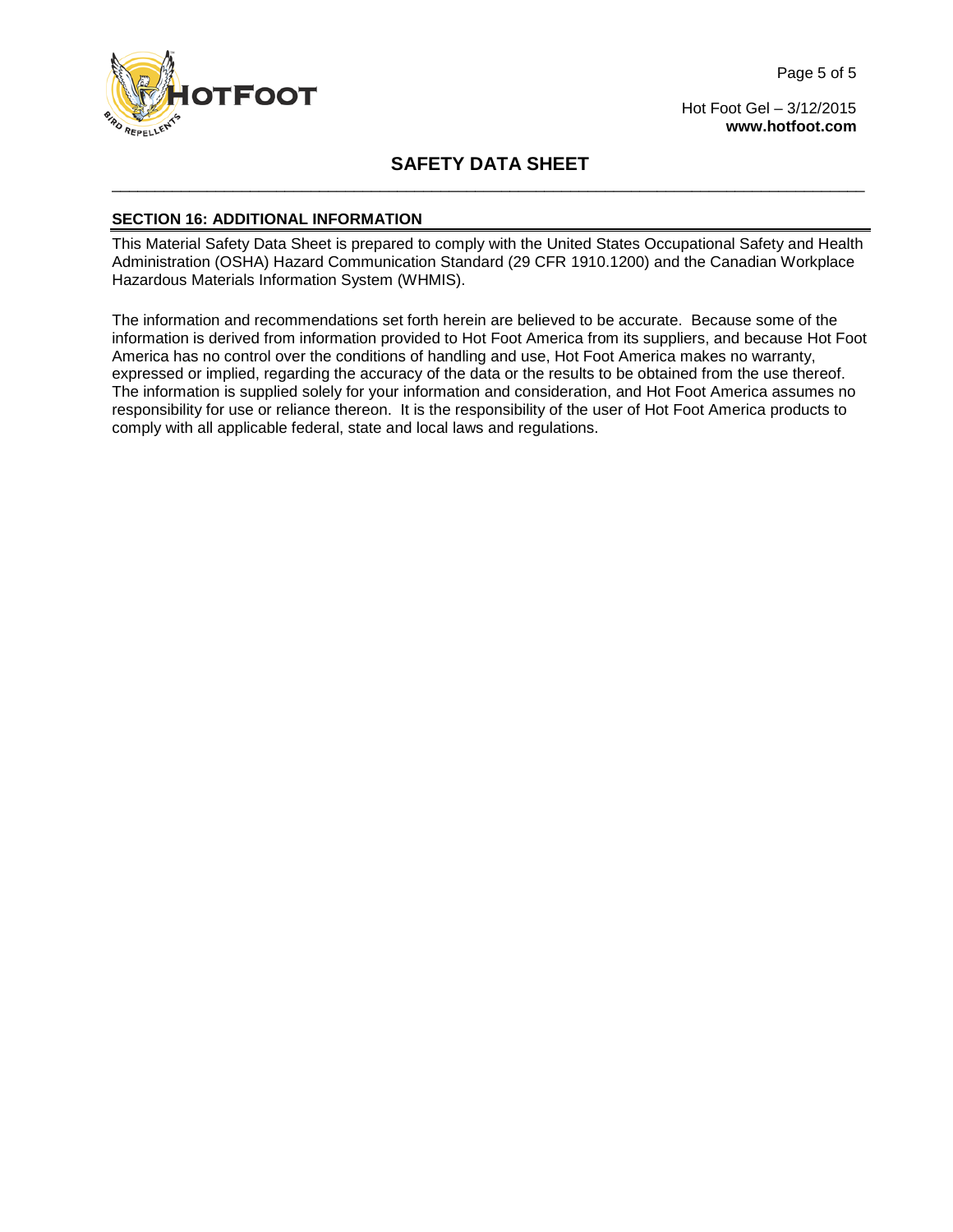## SAFETY DATA SHEET

### SECTION 16: ADDITIONAL INFORMATION

This Material Safety Data Sheet is prepared to comply with the United States Occupational Safety and Health Administration (OSHA) Hazard Communication Standard (29 CFR 1910.1200) and the Canadian Workplace Hazardous Materials Information System (WHMIS).

The information and recommendations set forth herein are believed to be accurate. Because some of the information is derived from information provided to Hot Foot America from its suppliers, and because Hot Foot America has no control over the conditions of handling and use, Hot Foot America makes no warranty, expressed or implied, regarding the accuracy of the data or the results to be obtained from the use thereof. The information is supplied solely for your information and consideration, and Hot Foot America assumes no responsibility for use or reliance thereon. It is the responsibility of the user of Hot Foot America products to comply with all applicable federal, state and local laws and regulations.